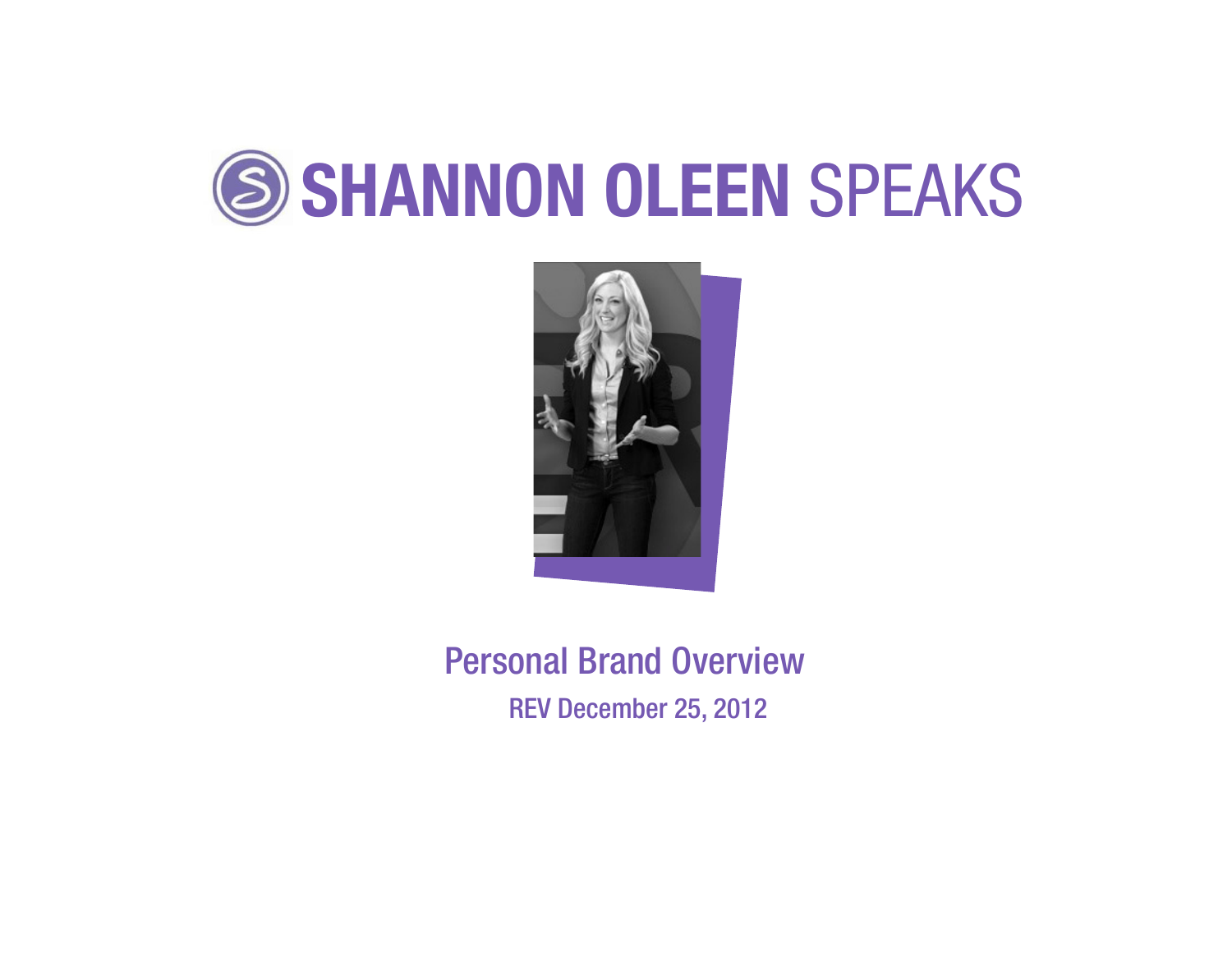# SHANNON OLEEN SPEAKS

## Personal Brand Overview

REV December 25, 2012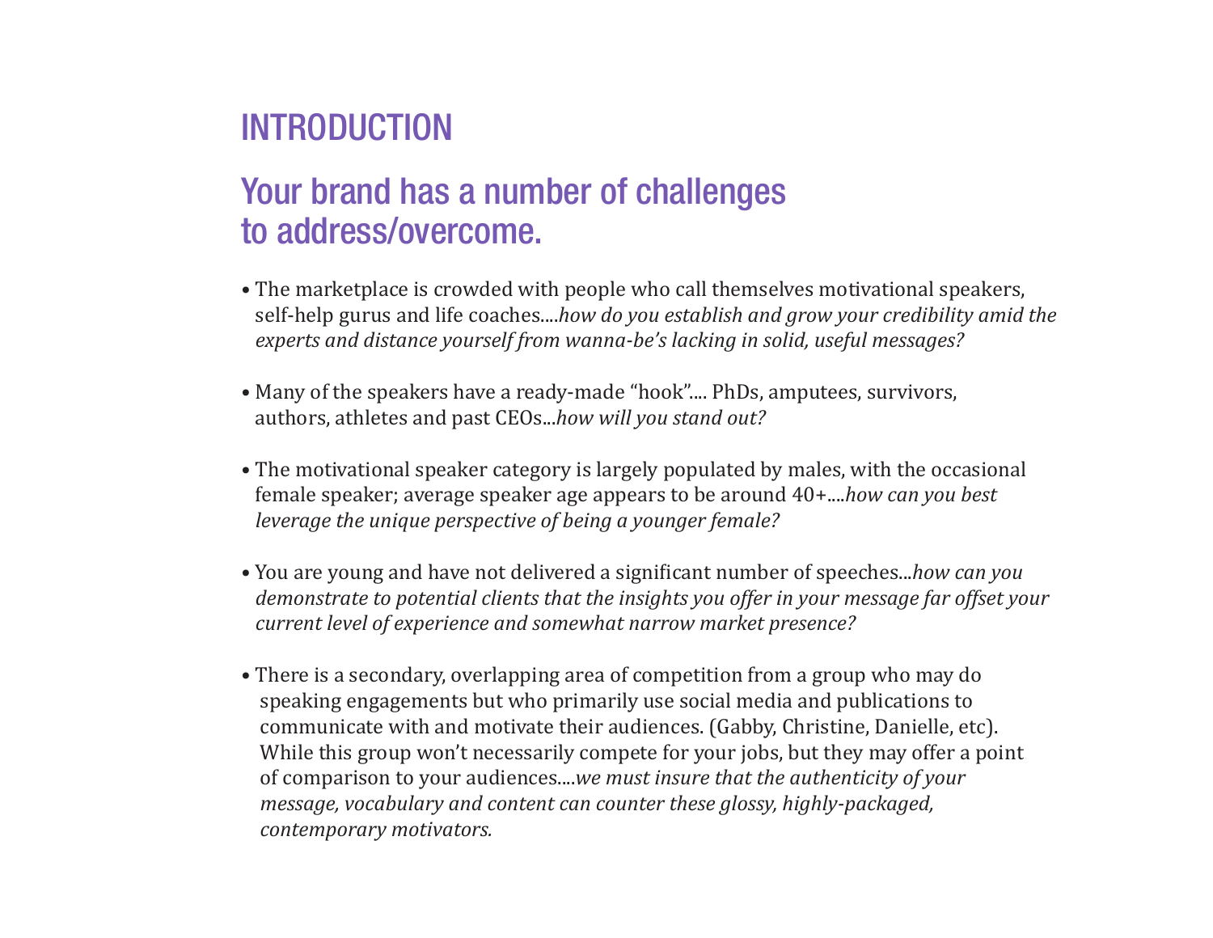# INTRODUCTION

## Your brand has a number of challenges to address/overcome.

- The marketplace is crowded with people who call themselves motivational speakers, self-help gurus and life coaches....*how do you establish and grow your credibility amid the experts and distance yourself from wanna-be's lacking in solid, useful messages?*

- Many of the speakers have a ready-made "hook".... PhDs, amputees, survivors, authors, athletes and past CEOs...*how will you stand out?*

- The motivational speaker category is largely populated by males, with the occasional female speaker; average speaker age appears to be around 40+....*how can you best leverage the unique perspective of being a younger female?*

- You are young and have not delivered a significant number of speeches...*how can you demonstrate to potential clients that the insights you offer in your message far offset your current level of experience and somewhat narrow market presence?*

- There is a secondary, overlapping area of competition from a group who may do speaking engagements but who primarily use social media and publications to communicate with and motivate their audiences. (Gabby, Christine, Danielle, etc). While this group won't necessarily compete for your jobs, but they may offer a point of comparison to your audiences....*we must insure that the authenticity of your message, vocabulary and content can counter these glossy, highly-packaged, contemporary motivators.*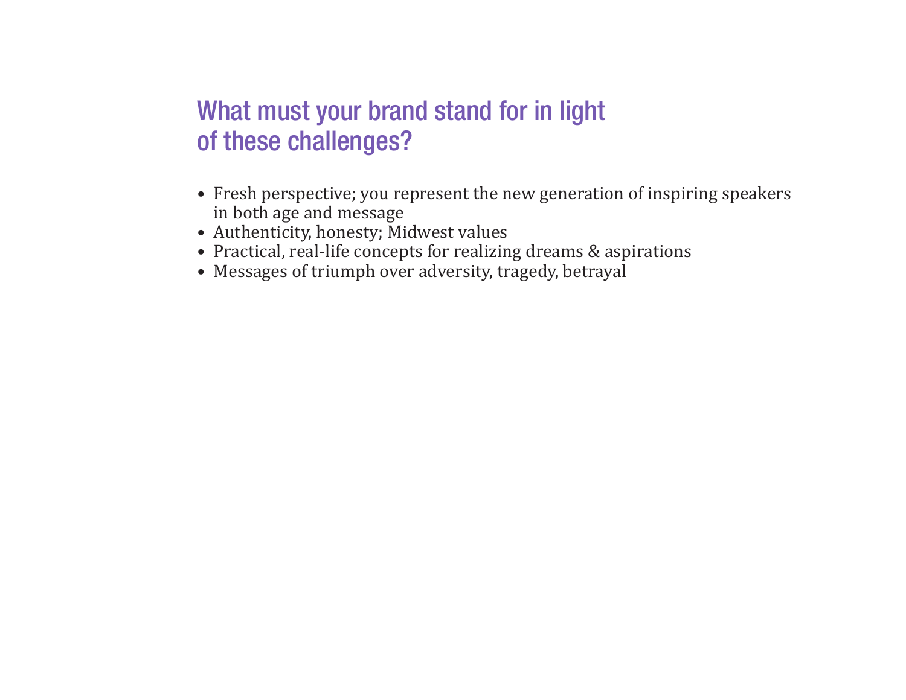## What must your brand stand for in light of these challenges?

- Fresh perspective; you represent the new generation of inspiring speakers in both age and message
- Authenticity, honesty; Midwest values
- Practical, real-life concepts for realizing dreams & aspirations
- Messages of triumph over adversity, tragedy, betrayal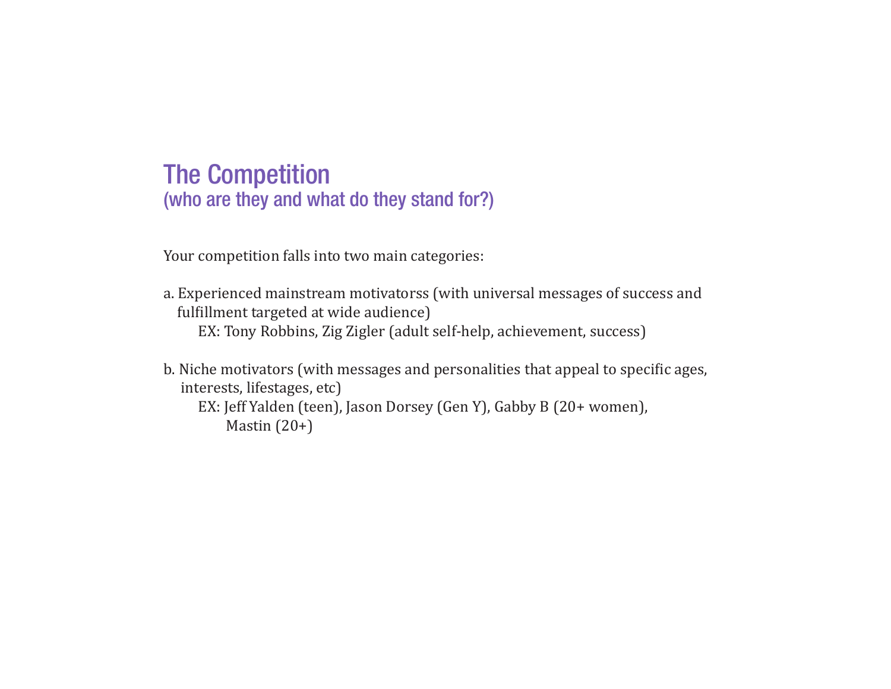# The Competition
## (who are they and what do they stand for?)

Your competition falls into two main categories:

a. Experienced mainstream motivatorss (with universal messages of success and fulfillment targeted at wide audience)
   EX: Tony Robbins, Zig Zigler (adult self-help, achievement, success)

b. Niche motivators (with messages and personalities that appeal to specific ages, interests, lifestages, etc)
   EX: Jeff Yalden (teen), Jason Dorsey (Gen Y), Gabby B (20+ women), Mastin (20+)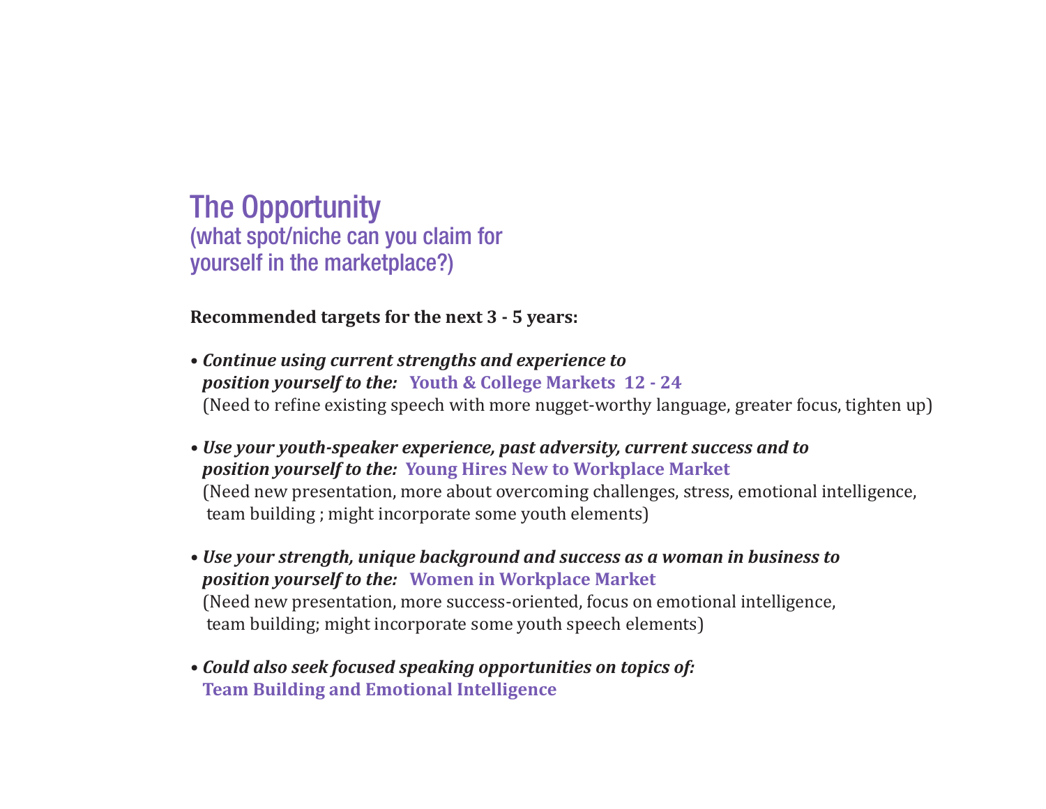# The Opportunity
## (what spot/niche can you claim for yourself in the marketplace?)

**Recommended targets for the next 3 - 5 years:**

- ***Continue using current strengths and experience to position yourself to the:*** **Youth & College Markets 12 - 24**
  (Need to refine existing speech with more nugget-worthy language, greater focus, tighten up)

- ***Use your youth-speaker experience, past adversity, current success and to position yourself to the:*** **Young Hires New to Workplace Market**
  (Need new presentation, more about overcoming challenges, stress, emotional intelligence, team building ; might incorporate some youth elements)

- ***Use your strength, unique background and success as a woman in business to position yourself to the:*** **Women in Workplace Market**
  (Need new presentation, more success-oriented, focus on emotional intelligence, team building; might incorporate some youth speech elements)

- ***Could also seek focused speaking opportunities on topics of:***
  **Team Building and Emotional Intelligence**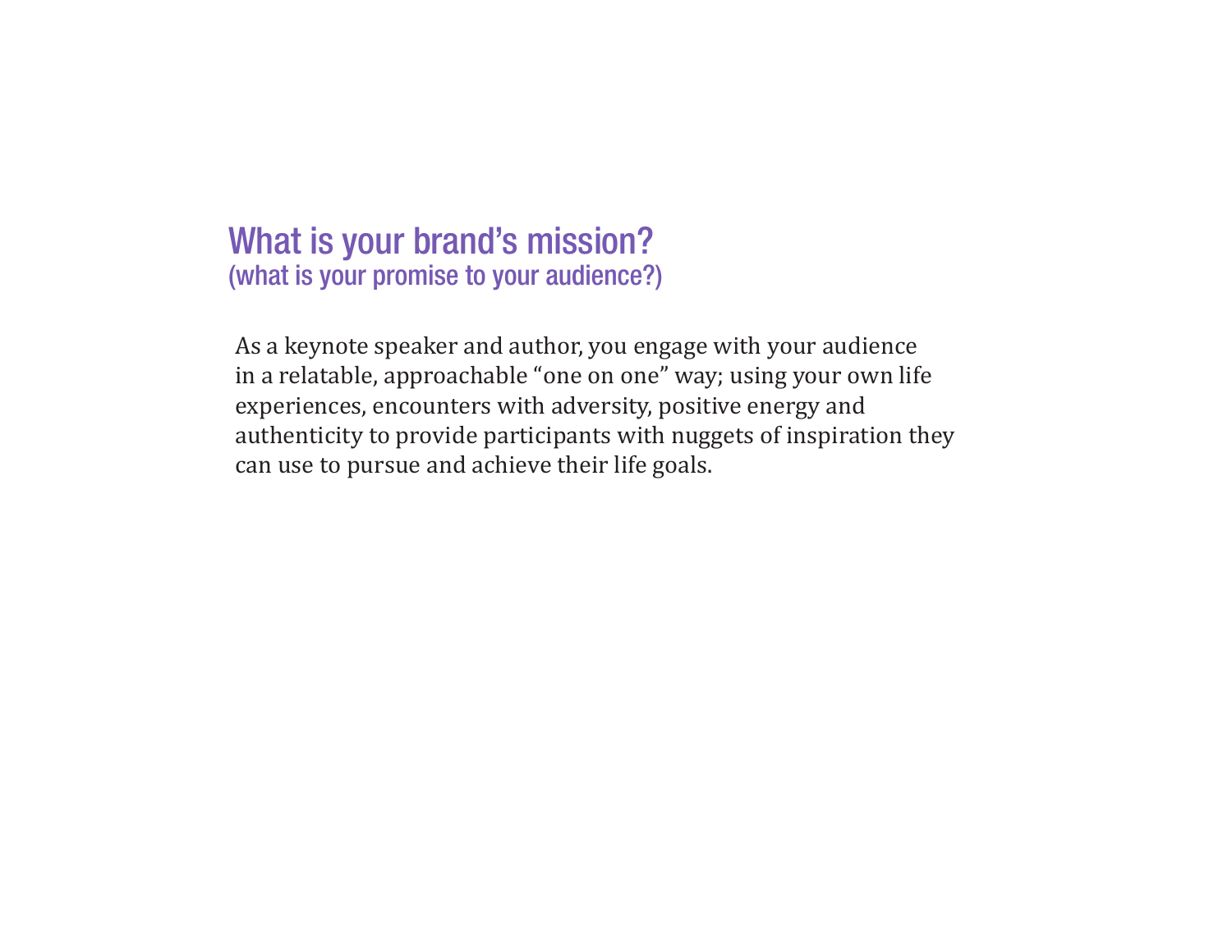## What is your brand's mission?
### (what is your promise to your audience?)

As a keynote speaker and author, you engage with your audience in a relatable, approachable "one on one" way; using your own life experiences, encounters with adversity, positive energy and authenticity to provide participants with nuggets of inspiration they can use to pursue and achieve their life goals.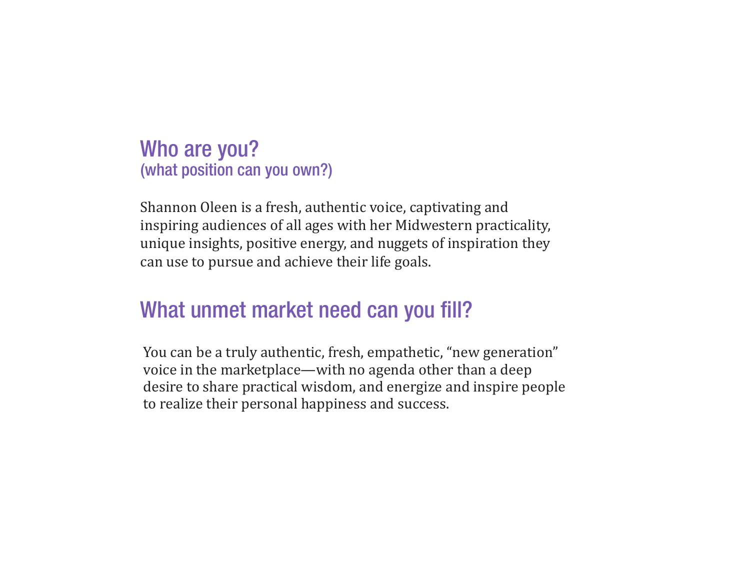## Who are you?
### (what position can you own?)

Shannon Oleen is a fresh, authentic voice, captivating and inspiring audiences of all ages with her Midwestern practicality, unique insights, positive energy, and nuggets of inspiration they can use to pursue and achieve their life goals.

## What unmet market need can you fill?

You can be a truly authentic, fresh, empathetic, "new generation" voice in the marketplace—with no agenda other than a deep desire to share practical wisdom, and energize and inspire people to realize their personal happiness and success.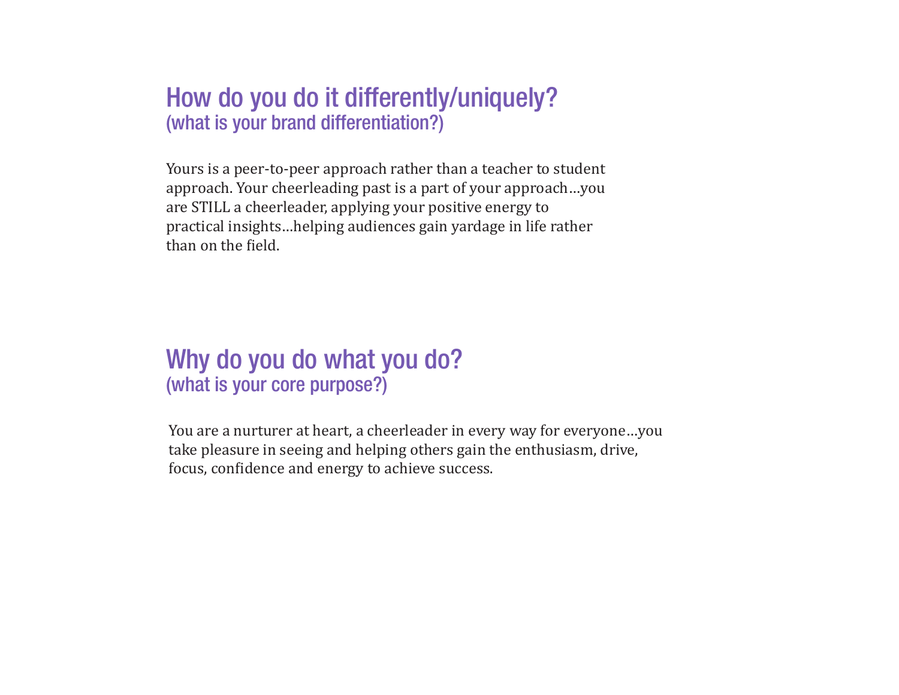## How do you do it differently/uniquely?
### (what is your brand differentiation?)

Yours is a peer-to-peer approach rather than a teacher to student approach. Your cheerleading past is a part of your approach…you are STILL a cheerleader, applying your positive energy to practical insights…helping audiences gain yardage in life rather than on the field.

## Why do you do what you do?
### (what is your core purpose?)

You are a nurturer at heart, a cheerleader in every way for everyone…you take pleasure in seeing and helping others gain the enthusiasm, drive, focus, confidence and energy to achieve success.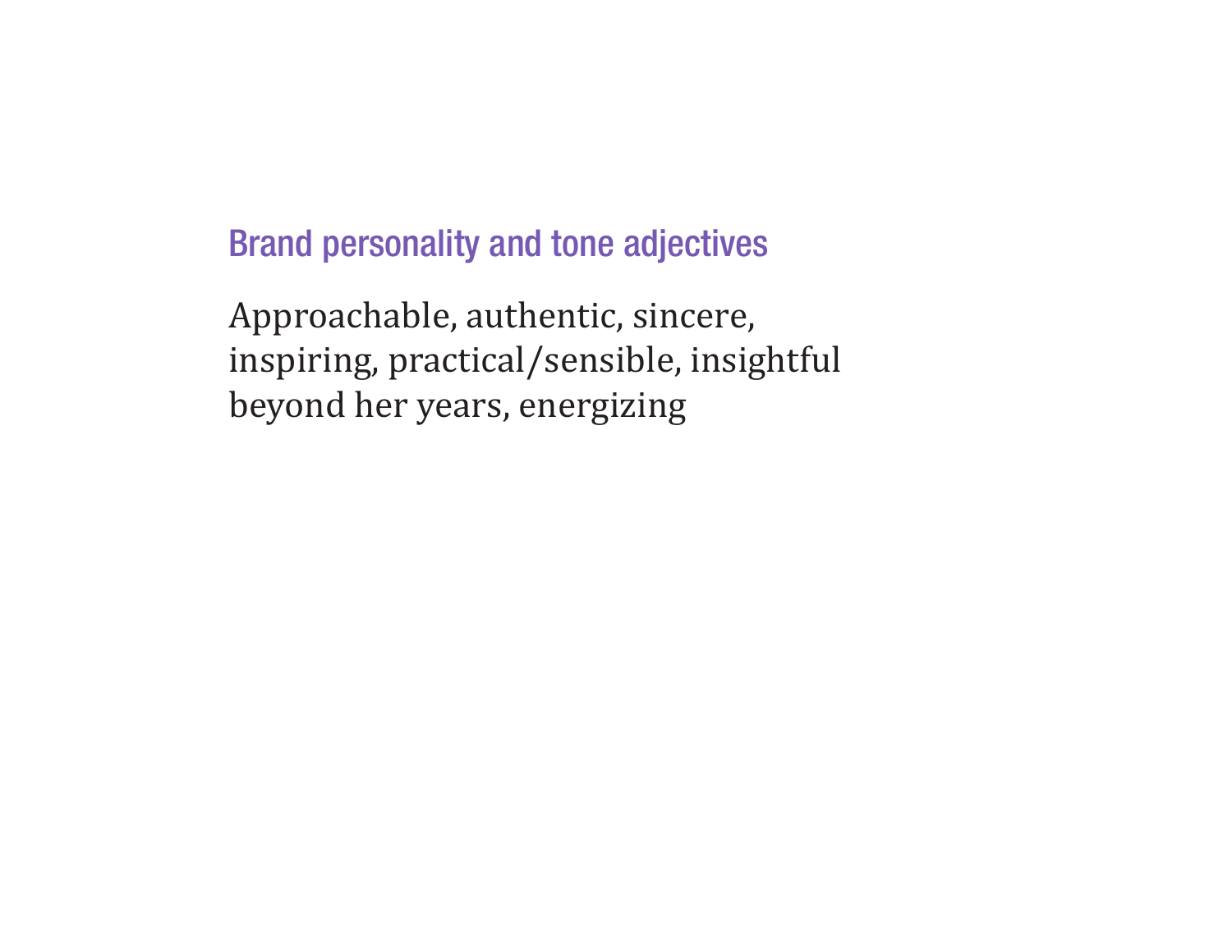## Brand personality and tone adjectives

Approachable, authentic, sincere, inspiring, practical/sensible, insightful beyond her years, energizing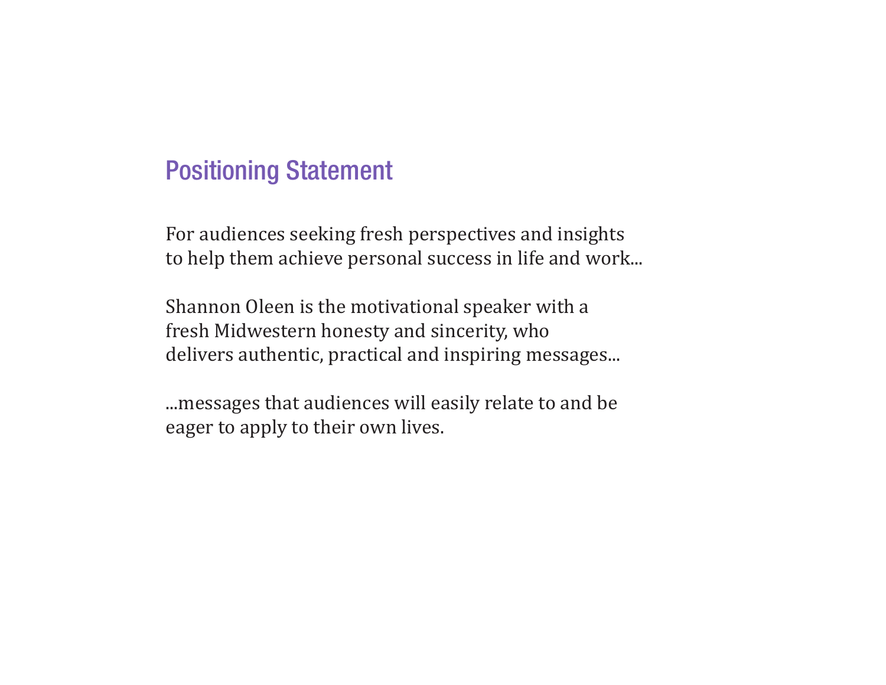## Positioning Statement

For audiences seeking fresh perspectives and insights to help them achieve personal success in life and work...

Shannon Oleen is the motivational speaker with a fresh Midwestern honesty and sincerity, who delivers authentic, practical and inspiring messages...

...messages that audiences will easily relate to and be eager to apply to their own lives.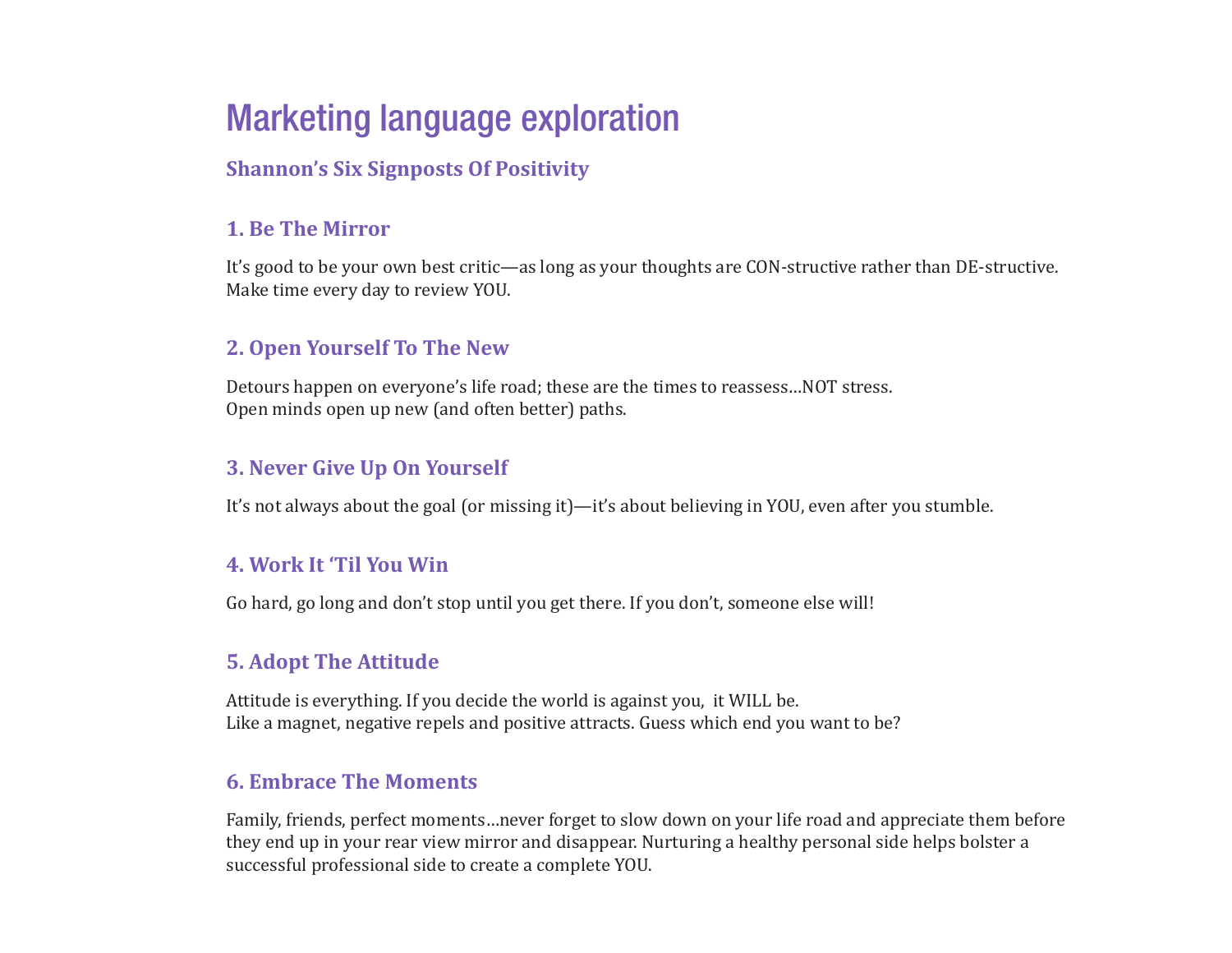# Marketing language exploration

## Shannon's Six Signposts Of Positivity

### 1. Be The Mirror

It's good to be your own best critic—as long as your thoughts are CON-structive rather than DE-structive.
Make time every day to review YOU.

### 2. Open Yourself To The New

Detours happen on everyone's life road; these are the times to reassess…NOT stress.
Open minds open up new (and often better) paths.

### 3. Never Give Up On Yourself

It's not always about the goal (or missing it)—it's about believing in YOU, even after you stumble.

### 4. Work It 'Til You Win

Go hard, go long and don't stop until you get there. If you don't, someone else will!

### 5. Adopt The Attitude

Attitude is everything. If you decide the world is against you, it WILL be.
Like a magnet, negative repels and positive attracts. Guess which end you want to be?

### 6. Embrace The Moments

Family, friends, perfect moments…never forget to slow down on your life road and appreciate them before they end up in your rear view mirror and disappear. Nurturing a healthy personal side helps bolster a successful professional side to create a complete YOU.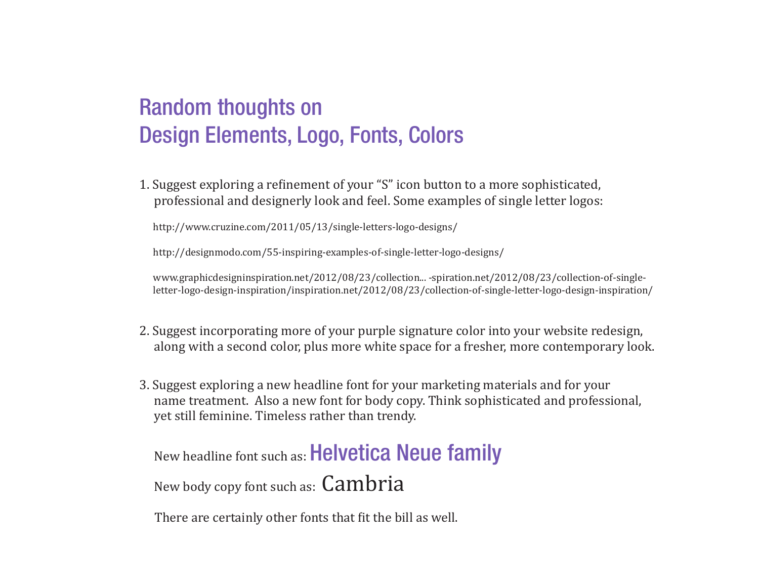# Random thoughts on
# Design Elements, Logo, Fonts, Colors

1. Suggest exploring a refinement of your “S” icon button to a more sophisticated, professional and designerly look and feel. Some examples of single letter logos:

   http://www.cruzine.com/2011/05/13/single-letters-logo-designs/

   http://designmodo.com/55-inspiring-examples-of-single-letter-logo-designs/

   www.graphicdesigninspiration.net/2012/08/23/collection... -spiration.net/2012/08/23/collection-of-single-letter-logo-design-inspiration/inspiration.net/2012/08/23/collection-of-single-letter-logo-design-inspiration/

2. Suggest incorporating more of your purple signature color into your website redesign, along with a second color, plus more white space for a fresher, more contemporary look.

3. Suggest exploring a new headline font for your marketing materials and for your name treatment. Also a new font for body copy. Think sophisticated and professional, yet still feminine. Timeless rather than trendy.

   New headline font such as: Helvetica Neue family

   New body copy font such as: Cambria

   There are certainly other fonts that fit the bill as well.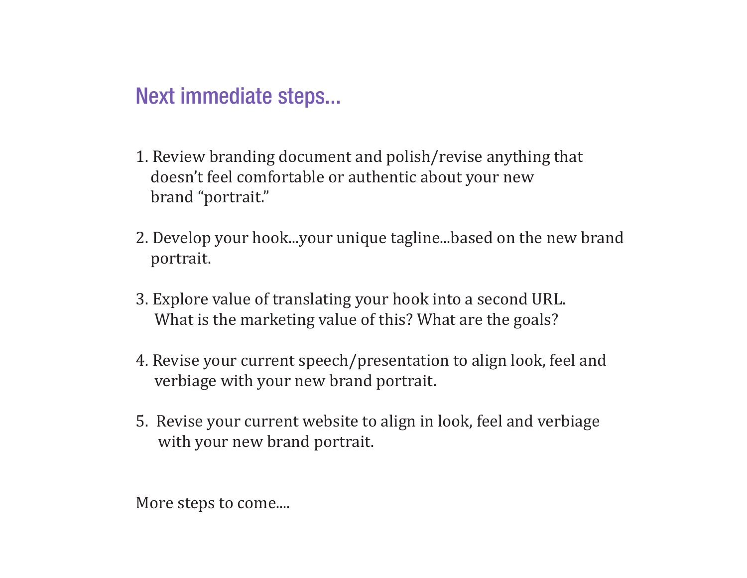## Next immediate steps...

1. Review branding document and polish/revise anything that doesn't feel comfortable or authentic about your new brand "portrait."

2. Develop your hook...your unique tagline...based on the new brand portrait.

3. Explore value of translating your hook into a second URL. What is the marketing value of this? What are the goals?

4. Revise your current speech/presentation to align look, feel and verbiage with your new brand portrait.

5. Revise your current website to align in look, feel and verbiage with your new brand portrait.

More steps to come....